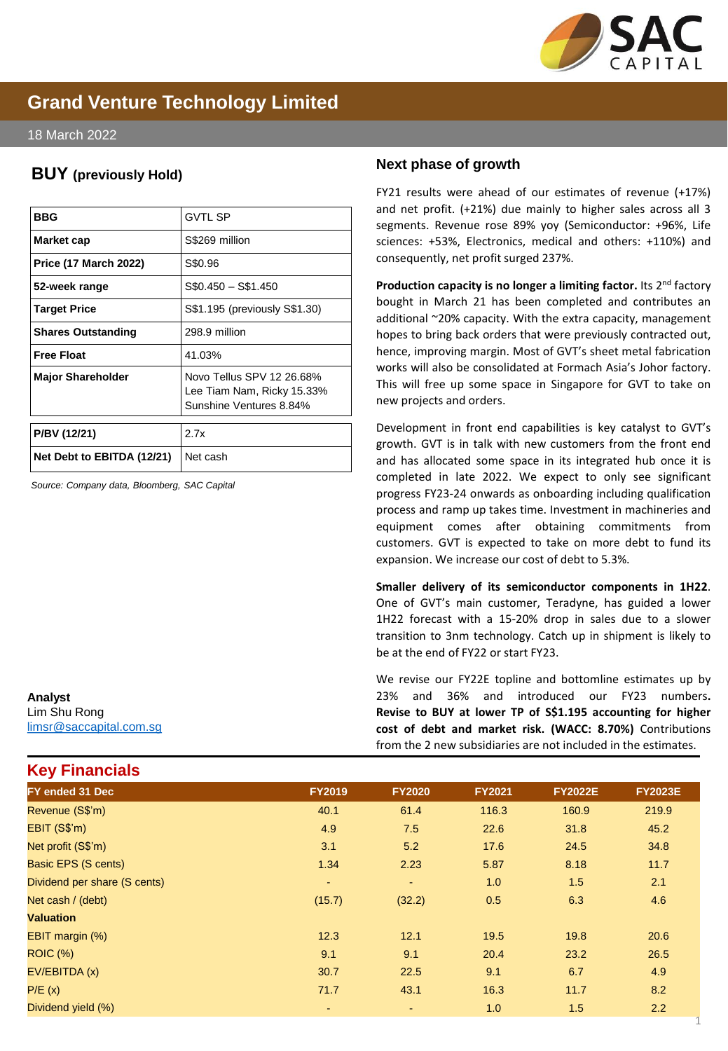# Grand Venture Technology Limited

18 March 2022

## BUY (previously Hold)

| | |
|---|---|
| **BBG** | GVTL SP |
| **Market cap** | S$269 million |
| **Price (17 March 2022)** | S$0.96 |
| **52-week range** | S$0.450 – S$1.450 |
| **Target Price** | S$1.195 (previously S$1.30) |
| **Shares Outstanding** | 298.9 million |
| **Free Float** | 41.03% |
| **Major Shareholder** | Novo Tellus SPV 12 26.68%<br>Lee Tiam Nam, Ricky 15.33%<br>Sunshine Ventures 8.84% |
| **P/BV (12/21)** | 2.7x |
| **Net Debt to EBITDA (12/21)** | Net cash |

*Source: Company data, Bloomberg, SAC Capital*

**Analyst**
Lim Shu Rong
limsr@saccapital.com.sg

## Next phase of growth

FY21 results were ahead of our estimates of revenue (+17%) and net profit. (+21%) due mainly to higher sales across all 3 segments. Revenue rose 89% yoy (Semiconductor: +96%, Life sciences: +53%, Electronics, medical and others: +110%) and consequently, net profit surged 237%.

**Production capacity is no longer a limiting factor.** Its 2nd factory bought in March 21 has been completed and contributes an additional ~20% capacity. With the extra capacity, management hopes to bring back orders that were previously contracted out, hence, improving margin. Most of GVT's sheet metal fabrication works will also be consolidated at Formach Asia's Johor factory. This will free up some space in Singapore for GVT to take on new projects and orders.

Development in front end capabilities is key catalyst to GVT's growth. GVT is in talk with new customers from the front end and has allocated some space in its integrated hub once it is completed in late 2022. We expect to only see significant progress FY23-24 onwards as onboarding including qualification process and ramp up takes time. Investment in machineries and equipment comes after obtaining commitments from customers. GVT is expected to take on more debt to fund its expansion. We increase our cost of debt to 5.3%.

**Smaller delivery of its semiconductor components in 1H22**. One of GVT's main customer, Teradyne, has guided a lower 1H22 forecast with a 15-20% drop in sales due to a slower transition to 3nm technology. Catch up in shipment is likely to be at the end of FY22 or start FY23.

We revise our FY22E topline and bottomline estimates up by 23% and 36% and introduced our FY23 numbers**. Revise to BUY at lower TP of S$1.195 accounting for higher cost of debt and market risk. (WACC: 8.70%)** Contributions from the 2 new subsidiaries are not included in the estimates.

## Key Financials

| FY ended 31 Dec | FY2019 | FY2020 | FY2021 | FY2022E | FY2023E |
|---|---|---|---|---|---|
| Revenue (S$'m) | 40.1 | 61.4 | 116.3 | 160.9 | 219.9 |
| EBIT (S$'m) | 4.9 | 7.5 | 22.6 | 31.8 | 45.2 |
| Net profit (S$'m) | 3.1 | 5.2 | 17.6 | 24.5 | 34.8 |
| Basic EPS (S cents) | 1.34 | 2.23 | 5.87 | 8.18 | 11.7 |
| Dividend per share (S cents) | - | - | 1.0 | 1.5 | 2.1 |
| Net cash / (debt) | (15.7) | (32.2) | 0.5 | 6.3 | 4.6 |
| **Valuation** | | | | | |
| EBIT margin (%) | 12.3 | 12.1 | 19.5 | 19.8 | 20.6 |
| ROIC (%) | 9.1 | 9.1 | 20.4 | 23.2 | 26.5 |
| EV/EBITDA (x) | 30.7 | 22.5 | 9.1 | 6.7 | 4.9 |
| P/E (x) | 71.7 | 43.1 | 16.3 | 11.7 | 8.2 |
| Dividend yield (%) | - | - | 1.0 | 1.5 | 2.2 |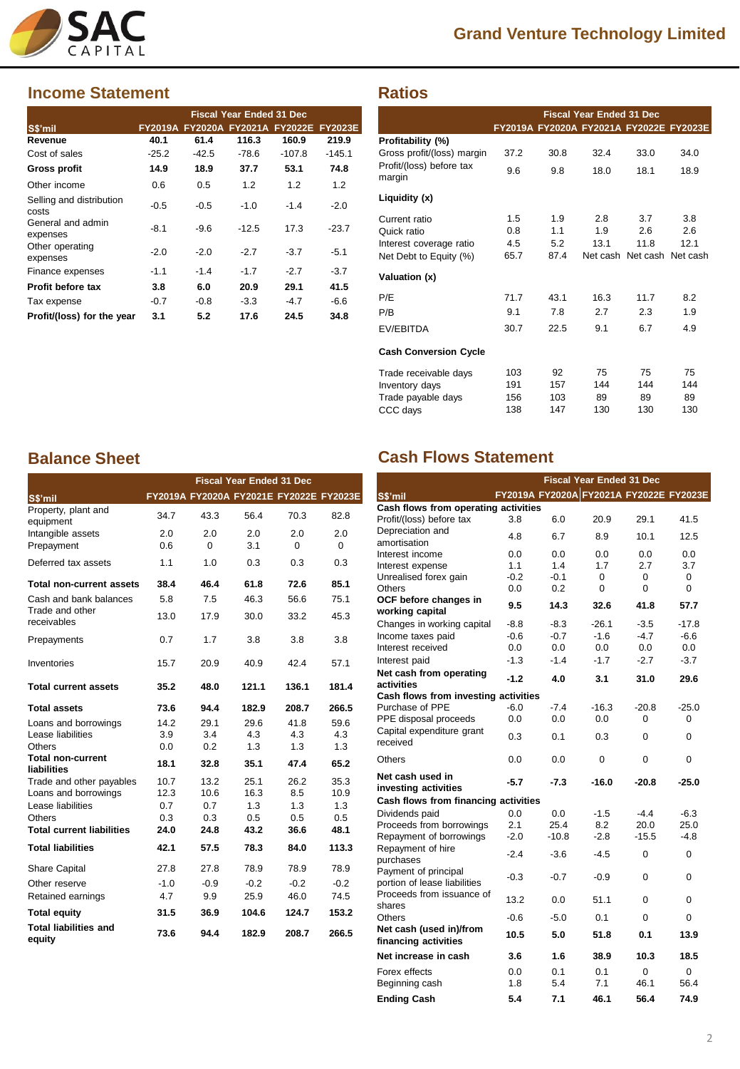# Grand Venture Technology Limited

## Income Statement

| S$'mil | FY2019A | FY2020A | FY2021A | FY2022E | FY2023E |
|---|---|---|---|---|---|
| **Revenue** | **40.1** | **61.4** | **116.3** | **160.9** | **219.9** |
| Cost of sales | -25.2 | -42.5 | -78.6 | -107.8 | -145.1 |
| **Gross profit** | **14.9** | **18.9** | **37.7** | **53.1** | **74.8** |
| Other income | 0.6 | 0.5 | 1.2 | 1.2 | 1.2 |
| Selling and distribution costs | -0.5 | -0.5 | -1.0 | -1.4 | -2.0 |
| General and admin expenses | -8.1 | -9.6 | -12.5 | 17.3 | -23.7 |
| Other operating expenses | -2.0 | -2.0 | -2.7 | -3.7 | -5.1 |
| Finance expenses | -1.1 | -1.4 | -1.7 | -2.7 | -3.7 |
| **Profit before tax** | **3.8** | **6.0** | **20.9** | **29.1** | **41.5** |
| Tax expense | -0.7 | -0.8 | -3.3 | -4.7 | -6.6 |
| **Profit/(loss) for the year** | **3.1** | **5.2** | **17.6** | **24.5** | **34.8** |

## Ratios

| | FY2019A | FY2020A | FY2021A | FY2022E | FY2023E |
|---|---|---|---|---|---|
| **Profitability (%)** | | | | | |
| Gross profit/(loss) margin | 37.2 | 30.8 | 32.4 | 33.0 | 34.0 |
| Profit/(loss) before tax margin | 9.6 | 9.8 | 18.0 | 18.1 | 18.9 |
| **Liquidity (x)** | | | | | |
| Current ratio | 1.5 | 1.9 | 2.8 | 3.7 | 3.8 |
| Quick ratio | 0.8 | 1.1 | 1.9 | 2.6 | 2.6 |
| Interest coverage ratio | 4.5 | 5.2 | 13.1 | 11.8 | 12.1 |
| Net Debt to Equity (%) | 65.7 | 87.4 | Net cash | Net cash | Net cash |
| **Valuation (x)** | | | | | |
| P/E | 71.7 | 43.1 | 16.3 | 11.7 | 8.2 |
| P/B | 9.1 | 7.8 | 2.7 | 2.3 | 1.9 |
| EV/EBITDA | 30.7 | 22.5 | 9.1 | 6.7 | 4.9 |
| **Cash Conversion Cycle** | | | | | |
| Trade receivable days | 103 | 92 | 75 | 75 | 75 |
| Inventory days | 191 | 157 | 144 | 144 | 144 |
| Trade payable days | 156 | 103 | 89 | 89 | 89 |
| CCC days | 138 | 147 | 130 | 130 | 130 |

## Balance Sheet

| S$'mil | FY2019A | FY2020A | FY2021E | FY2022E | FY2023E |
|---|---|---|---|---|---|
| Property, plant and equipment | 34.7 | 43.3 | 56.4 | 70.3 | 82.8 |
| Intangible assets | 2.0 | 2.0 | 2.0 | 2.0 | 2.0 |
| Prepayment | 0.6 | 0 | 3.1 | 0 | 0 |
| Deferred tax assets | 1.1 | 1.0 | 0.3 | 0.3 | 0.3 |
| **Total non-current assets** | **38.4** | **46.4** | **61.8** | **72.6** | **85.1** |
| Cash and bank balances | 5.8 | 7.5 | 46.3 | 56.6 | 75.1 |
| Trade and other receivables | 13.0 | 17.9 | 30.0 | 33.2 | 45.3 |
| Prepayments | 0.7 | 1.7 | 3.8 | 3.8 | 3.8 |
| Inventories | 15.7 | 20.9 | 40.9 | 42.4 | 57.1 |
| **Total current assets** | **35.2** | **48.0** | **121.1** | **136.1** | **181.4** |
| **Total assets** | **73.6** | **94.4** | **182.9** | **208.7** | **266.5** |
| Loans and borrowings | 14.2 | 29.1 | 29.6 | 41.8 | 59.6 |
| Lease liabilities | 3.9 | 3.4 | 4.3 | 4.3 | 4.3 |
| Others | 0.0 | 0.2 | 1.3 | 1.3 | 1.3 |
| **Total non-current liabilities** | **18.1** | **32.8** | **35.1** | **47.4** | **65.2** |
| Trade and other payables | 10.7 | 13.2 | 25.1 | 26.2 | 35.3 |
| Loans and borrowings | 12.3 | 10.6 | 16.3 | 8.5 | 10.9 |
| Lease liabilities | 0.7 | 0.7 | 1.3 | 1.3 | 1.3 |
| Others | 0.3 | 0.3 | 0.5 | 0.5 | 0.5 |
| **Total current liabilities** | **24.0** | **24.8** | **43.2** | **36.6** | **48.1** |
| **Total liabilities** | **42.1** | **57.5** | **78.3** | **84.0** | **113.3** |
| Share Capital | 27.8 | 27.8 | 78.9 | 78.9 | 78.9 |
| Other reserve | -1.0 | -0.9 | -0.2 | -0.2 | -0.2 |
| Retained earnings | 4.7 | 9.9 | 25.9 | 46.0 | 74.5 |
| **Total equity** | **31.5** | **36.9** | **104.6** | **124.7** | **153.2** |
| **Total liabilities and equity** | **73.6** | **94.4** | **182.9** | **208.7** | **266.5** |

## Cash Flows Statement

| S$'mil | FY2019A | FY2020A | FY2021A | FY2022E | FY2023E |
|---|---|---|---|---|---|
| **Cash flows from operating activities** | | | | | |
| Profit/(loss) before tax | 3.8 | 6.0 | 20.9 | 29.1 | 41.5 |
| Depreciation and amortisation | 4.8 | 6.7 | 8.9 | 10.1 | 12.5 |
| Interest income | 0.0 | 0.0 | 0.0 | 0.0 | 0.0 |
| Interest expense | 1.1 | 1.4 | 1.7 | 2.7 | 3.7 |
| Unrealised forex gain | -0.2 | -0.1 | 0 | 0 | 0 |
| Others | 0.0 | 0.2 | 0 | 0 | 0 |
| **OCF before changes in working capital** | **9.5** | **14.3** | **32.6** | **41.8** | **57.7** |
| Changes in working capital | -8.8 | -8.3 | -26.1 | -3.5 | -17.8 |
| Income taxes paid | -0.6 | -0.7 | -1.6 | -4.7 | -6.6 |
| Interest received | 0.0 | 0.0 | 0.0 | 0.0 | 0.0 |
| Interest paid | -1.3 | -1.4 | -1.7 | -2.7 | -3.7 |
| **Net cash from operating activities** | **-1.2** | **4.0** | **3.1** | **31.0** | **29.6** |
| **Cash flows from investing activities** | | | | | |
| Purchase of PPE | -6.0 | -7.4 | -16.3 | -20.8 | -25.0 |
| PPE disposal proceeds | 0.0 | 0.0 | 0.0 | 0 | 0 |
| Capital expenditure grant received | 0.3 | 0.1 | 0.3 | 0 | 0 |
| Others | 0.0 | 0.0 | 0 | 0 | 0 |
| **Net cash used in investing activities** | **-5.7** | **-7.3** | **-16.0** | **-20.8** | **-25.0** |
| **Cash flows from financing activities** | | | | | |
| Dividends paid | 0.0 | 0.0 | -1.5 | -4.4 | -6.3 |
| Proceeds from borrowings | 2.1 | 25.4 | 8.2 | 20.0 | 25.0 |
| Repayment of borrowings | -2.0 | -10.8 | -2.8 | -15.5 | -4.8 |
| Repayment of hire purchases | -2.4 | -3.6 | -4.5 | 0 | 0 |
| Payment of principal portion of lease liabilities | -0.3 | -0.7 | -0.9 | 0 | 0 |
| Proceeds from issuance of shares | 13.2 | 0.0 | 51.1 | 0 | 0 |
| Others | -0.6 | -5.0 | 0.1 | 0 | 0 |
| **Net cash (used in)/from financing activities** | **10.5** | **5.0** | **51.8** | **0.1** | **13.9** |
| **Net increase in cash** | **3.6** | **1.6** | **38.9** | **10.3** | **18.5** |
| Forex effects | 0.0 | 0.1 | 0.1 | 0 | 0 |
| Beginning cash | 1.8 | 5.4 | 7.1 | 46.1 | 56.4 |
| **Ending Cash** | **5.4** | **7.1** | **46.1** | **56.4** | **74.9** |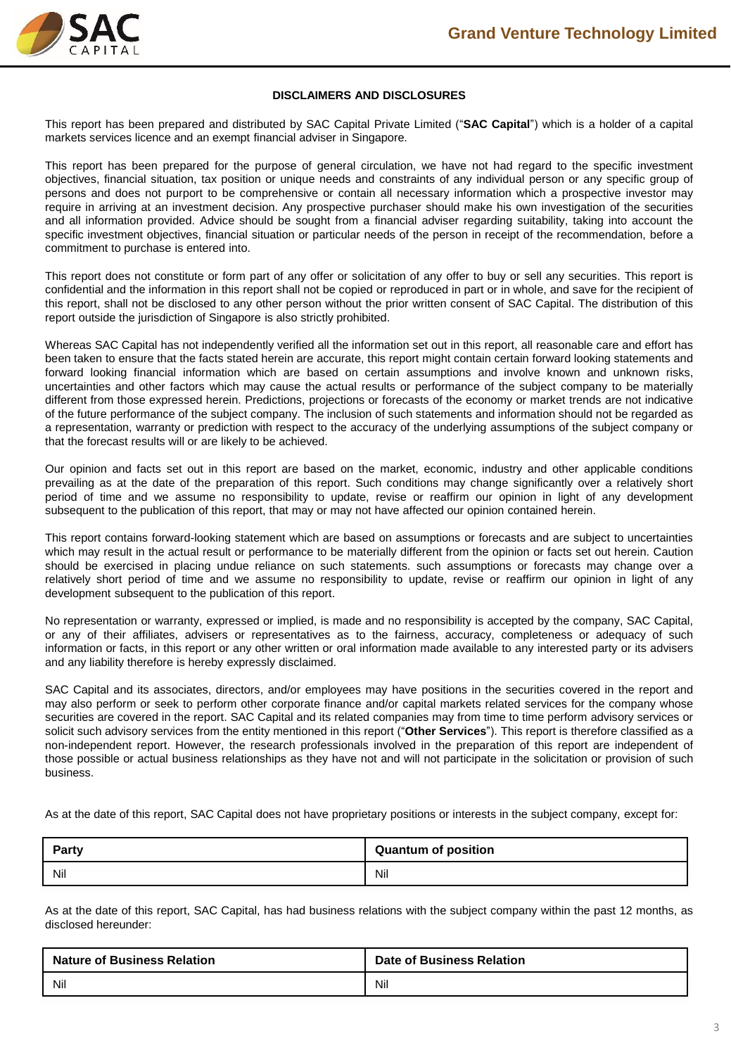## DISCLAIMERS AND DISCLOSURES

This report has been prepared and distributed by SAC Capital Private Limited ("**SAC Capital**") which is a holder of a capital markets services licence and an exempt financial adviser in Singapore.

This report has been prepared for the purpose of general circulation, we have not had regard to the specific investment objectives, financial situation, tax position or unique needs and constraints of any individual person or any specific group of persons and does not purport to be comprehensive or contain all necessary information which a prospective investor may require in arriving at an investment decision. Any prospective purchaser should make his own investigation of the securities and all information provided. Advice should be sought from a financial adviser regarding suitability, taking into account the specific investment objectives, financial situation or particular needs of the person in receipt of the recommendation, before a commitment to purchase is entered into.

This report does not constitute or form part of any offer or solicitation of any offer to buy or sell any securities. This report is confidential and the information in this report shall not be copied or reproduced in part or in whole, and save for the recipient of this report, shall not be disclosed to any other person without the prior written consent of SAC Capital. The distribution of this report outside the jurisdiction of Singapore is also strictly prohibited.

Whereas SAC Capital has not independently verified all the information set out in this report, all reasonable care and effort has been taken to ensure that the facts stated herein are accurate, this report might contain certain forward looking statements and forward looking financial information which are based on certain assumptions and involve known and unknown risks, uncertainties and other factors which may cause the actual results or performance of the subject company to be materially different from those expressed herein. Predictions, projections or forecasts of the economy or market trends are not indicative of the future performance of the subject company. The inclusion of such statements and information should not be regarded as a representation, warranty or prediction with respect to the accuracy of the underlying assumptions of the subject company or that the forecast results will or are likely to be achieved.

Our opinion and facts set out in this report are based on the market, economic, industry and other applicable conditions prevailing as at the date of the preparation of this report. Such conditions may change significantly over a relatively short period of time and we assume no responsibility to update, revise or reaffirm our opinion in light of any development subsequent to the publication of this report, that may or may not have affected our opinion contained herein.

This report contains forward-looking statement which are based on assumptions or forecasts and are subject to uncertainties which may result in the actual result or performance to be materially different from the opinion or facts set out herein. Caution should be exercised in placing undue reliance on such statements. such assumptions or forecasts may change over a relatively short period of time and we assume no responsibility to update, revise or reaffirm our opinion in light of any development subsequent to the publication of this report.

No representation or warranty, expressed or implied, is made and no responsibility is accepted by the company, SAC Capital, or any of their affiliates, advisers or representatives as to the fairness, accuracy, completeness or adequacy of such information or facts, in this report or any other written or oral information made available to any interested party or its advisers and any liability therefore is hereby expressly disclaimed.

SAC Capital and its associates, directors, and/or employees may have positions in the securities covered in the report and may also perform or seek to perform other corporate finance and/or capital markets related services for the company whose securities are covered in the report. SAC Capital and its related companies may from time to time perform advisory services or solicit such advisory services from the entity mentioned in this report ("**Other Services**"). This report is therefore classified as a non-independent report. However, the research professionals involved in the preparation of this report are independent of those possible or actual business relationships as they have not and will not participate in the solicitation or provision of such business.

As at the date of this report, SAC Capital does not have proprietary positions or interests in the subject company, except for:

| Party | Quantum of position |
|---|---|
| Nil | Nil |

As at the date of this report, SAC Capital, has had business relations with the subject company within the past 12 months, as disclosed hereunder:

| Nature of Business Relation | Date of Business Relation |
|---|---|
| Nil | Nil |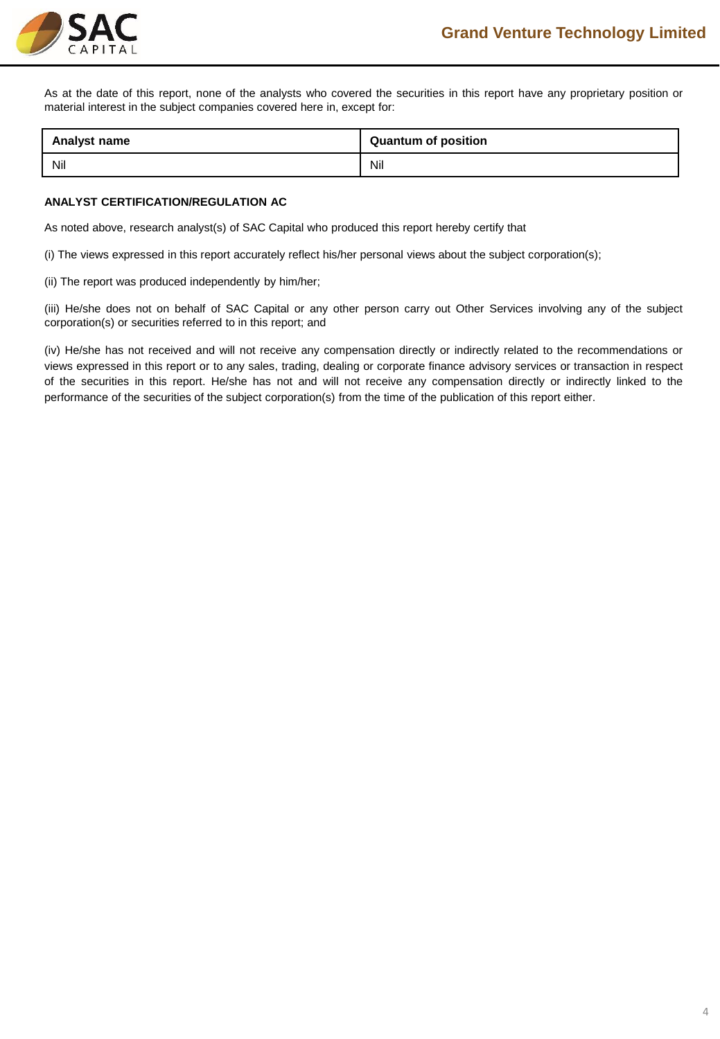As at the date of this report, none of the analysts who covered the securities in this report have any proprietary position or material interest in the subject companies covered here in, except for:

| Analyst name | Quantum of position |
|---|---|
| Nil | Nil |

**ANALYST CERTIFICATION/REGULATION AC**

As noted above, research analyst(s) of SAC Capital who produced this report hereby certify that

(i) The views expressed in this report accurately reflect his/her personal views about the subject corporation(s);

(ii) The report was produced independently by him/her;

(iii) He/she does not on behalf of SAC Capital or any other person carry out Other Services involving any of the subject corporation(s) or securities referred to in this report; and

(iv) He/she has not received and will not receive any compensation directly or indirectly related to the recommendations or views expressed in this report or to any sales, trading, dealing or corporate finance advisory services or transaction in respect of the securities in this report. He/she has not and will not receive any compensation directly or indirectly linked to the performance of the securities of the subject corporation(s) from the time of the publication of this report either.